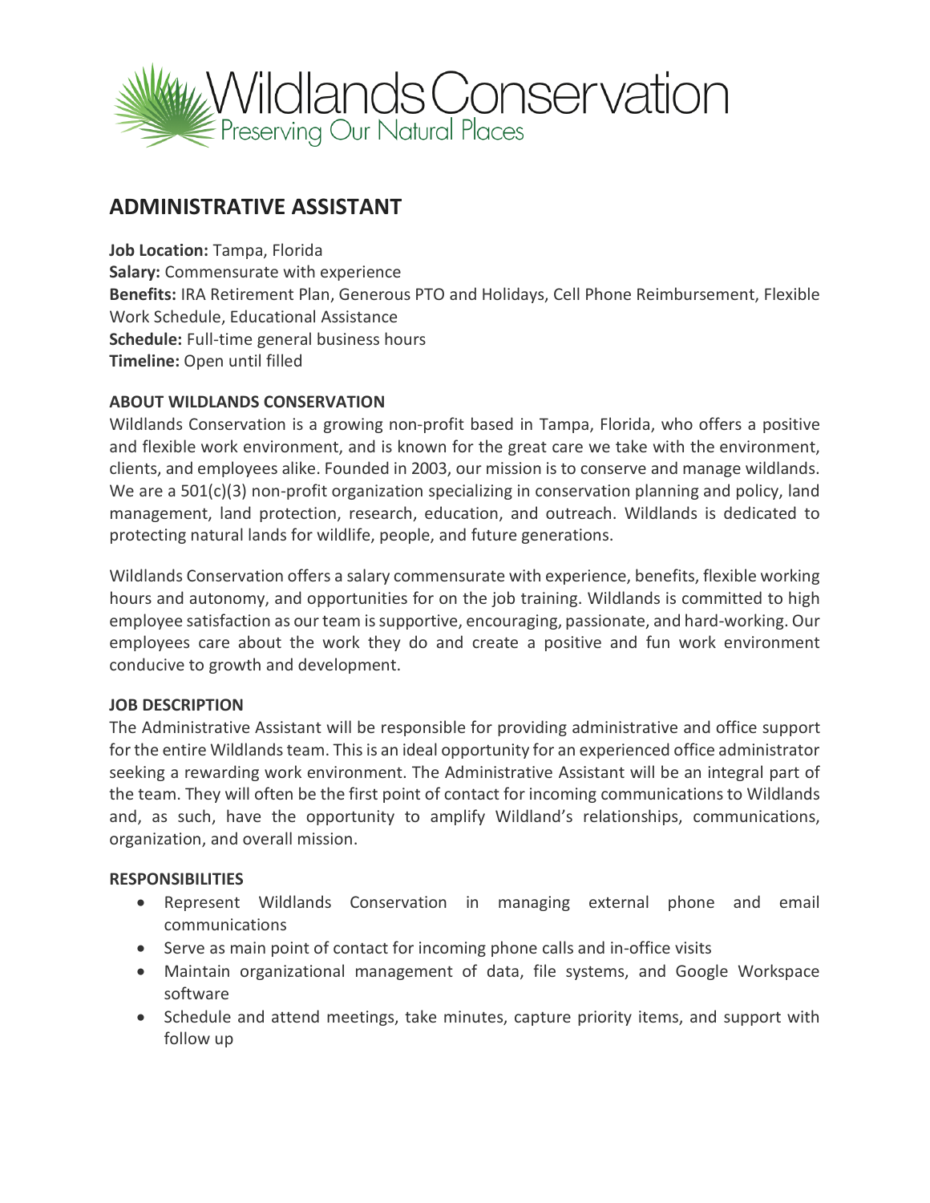Wildlands Conservation
Preserving Our Natural Places

# ADMINISTRATIVE ASSISTANT

**Job Location:** Tampa, Florida
**Salary:** Commensurate with experience
**Benefits:** IRA Retirement Plan, Generous PTO and Holidays, Cell Phone Reimbursement, Flexible Work Schedule, Educational Assistance
**Schedule:** Full-time general business hours
**Timeline:** Open until filled

## ABOUT WILDLANDS CONSERVATION

Wildlands Conservation is a growing non-profit based in Tampa, Florida, who offers a positive and flexible work environment, and is known for the great care we take with the environment, clients, and employees alike. Founded in 2003, our mission is to conserve and manage wildlands. We are a 501(c)(3) non-profit organization specializing in conservation planning and policy, land management, land protection, research, education, and outreach. Wildlands is dedicated to protecting natural lands for wildlife, people, and future generations.

Wildlands Conservation offers a salary commensurate with experience, benefits, flexible working hours and autonomy, and opportunities for on the job training. Wildlands is committed to high employee satisfaction as our team is supportive, encouraging, passionate, and hard-working. Our employees care about the work they do and create a positive and fun work environment conducive to growth and development.

## JOB DESCRIPTION

The Administrative Assistant will be responsible for providing administrative and office support for the entire Wildlands team. This is an ideal opportunity for an experienced office administrator seeking a rewarding work environment. The Administrative Assistant will be an integral part of the team. They will often be the first point of contact for incoming communications to Wildlands and, as such, have the opportunity to amplify Wildland's relationships, communications, organization, and overall mission.

## RESPONSIBILITIES

- Represent Wildlands Conservation in managing external phone and email communications
- Serve as main point of contact for incoming phone calls and in-office visits
- Maintain organizational management of data, file systems, and Google Workspace software
- Schedule and attend meetings, take minutes, capture priority items, and support with follow up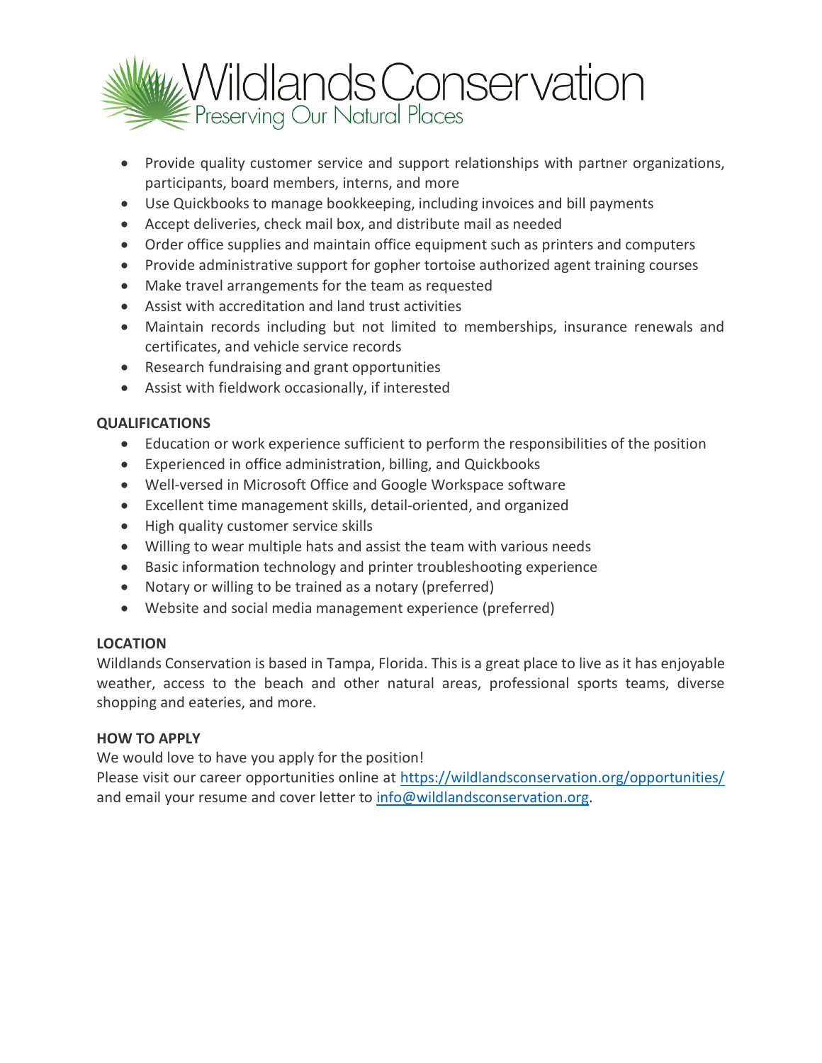Wildlands Conservation
Preserving Our Natural Places

- Provide quality customer service and support relationships with partner organizations, participants, board members, interns, and more
- Use Quickbooks to manage bookkeeping, including invoices and bill payments
- Accept deliveries, check mail box, and distribute mail as needed
- Order office supplies and maintain office equipment such as printers and computers
- Provide administrative support for gopher tortoise authorized agent training courses
- Make travel arrangements for the team as requested
- Assist with accreditation and land trust activities
- Maintain records including but not limited to memberships, insurance renewals and certificates, and vehicle service records
- Research fundraising and grant opportunities
- Assist with fieldwork occasionally, if interested

**QUALIFICATIONS**

- Education or work experience sufficient to perform the responsibilities of the position
- Experienced in office administration, billing, and Quickbooks
- Well-versed in Microsoft Office and Google Workspace software
- Excellent time management skills, detail-oriented, and organized
- High quality customer service skills
- Willing to wear multiple hats and assist the team with various needs
- Basic information technology and printer troubleshooting experience
- Notary or willing to be trained as a notary (preferred)
- Website and social media management experience (preferred)

**LOCATION**

Wildlands Conservation is based in Tampa, Florida. This is a great place to live as it has enjoyable weather, access to the beach and other natural areas, professional sports teams, diverse shopping and eateries, and more.

**HOW TO APPLY**

We would love to have you apply for the position!
Please visit our career opportunities online at https://wildlandsconservation.org/opportunities/ and email your resume and cover letter to info@wildlandsconservation.org.